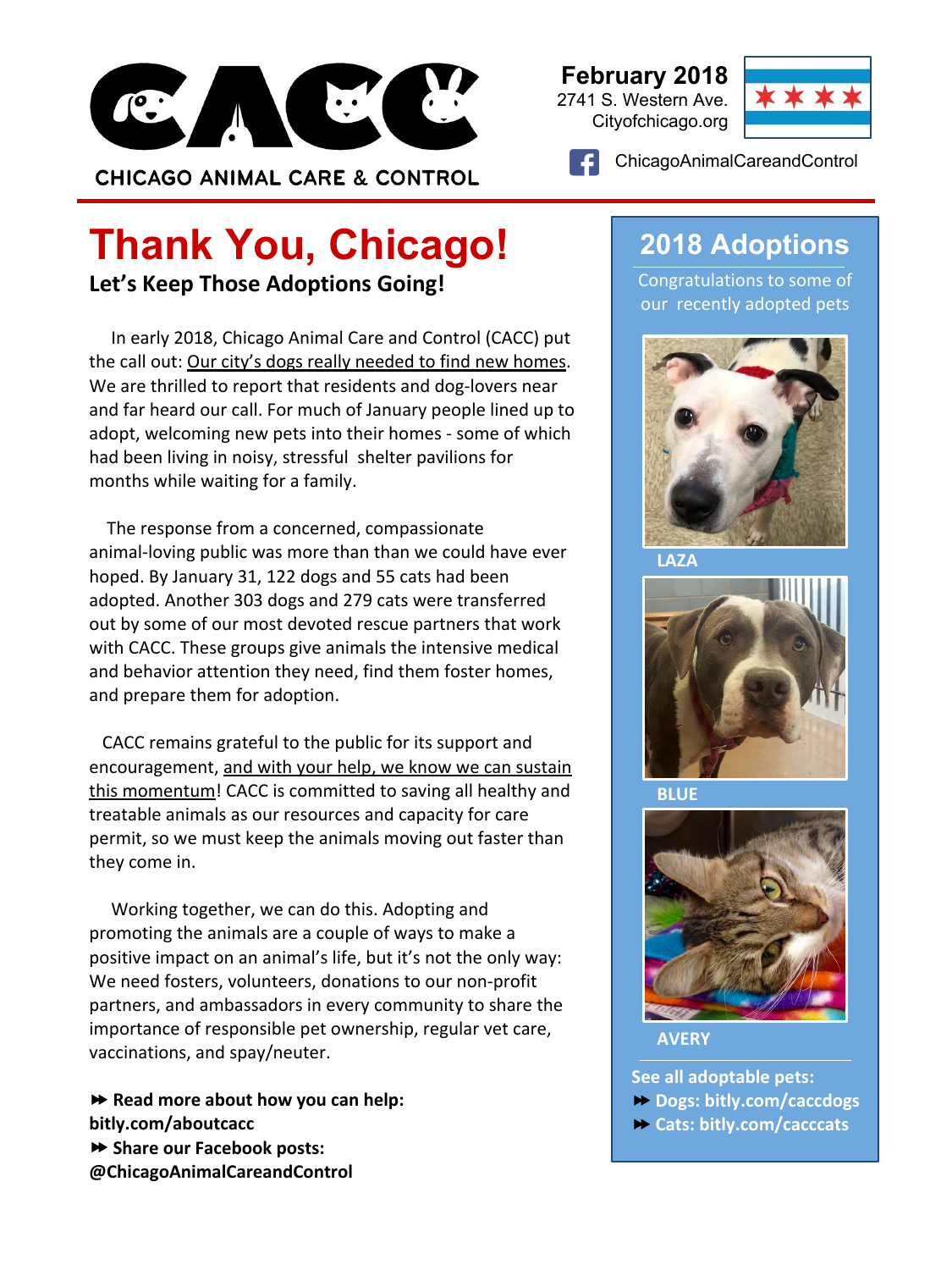# CHICAGO ANIMAL CARE & CONTROL

**February 2018**
2741 S. Western Ave.
Cityofchicago.org

ChicagoAnimalCareandControl

# Thank You, Chicago!

## Let's Keep Those Adoptions Going!

In early 2018, Chicago Animal Care and Control (CACC) put the call out: Our city's dogs really needed to find new homes. We are thrilled to report that residents and dog-lovers near and far heard our call. For much of January people lined up to adopt, welcoming new pets into their homes - some of which had been living in noisy, stressful shelter pavilions for months while waiting for a family.

The response from a concerned, compassionate animal-loving public was more than than we could have ever hoped. By January 31, 122 dogs and 55 cats had been adopted. Another 303 dogs and 279 cats were transferred out by some of our most devoted rescue partners that work with CACC. These groups give animals the intensive medical and behavior attention they need, find them foster homes, and prepare them for adoption.

CACC remains grateful to the public for its support and encouragement, and with your help, we know we can sustain this momentum! CACC is committed to saving all healthy and treatable animals as our resources and capacity for care permit, so we must keep the animals moving out faster than they come in.

Working together, we can do this. Adopting and promoting the animals are a couple of ways to make a positive impact on an animal's life, but it's not the only way: We need fosters, volunteers, donations to our non-profit partners, and ambassadors in every community to share the importance of responsible pet ownership, regular vet care, vaccinations, and spay/neuter.

**⏩ Read more about how you can help: bitly.com/aboutcacc**
**⏩ Share our Facebook posts: @ChicagoAnimalCareandControl**

## 2018 Adoptions

Congratulations to some of our recently adopted pets

**LAZA**

**BLUE**

**AVERY**

**See all adoptable pets:**
**⏩ Dogs: bitly.com/caccdogs**
**⏩ Cats: bitly.com/cacccats**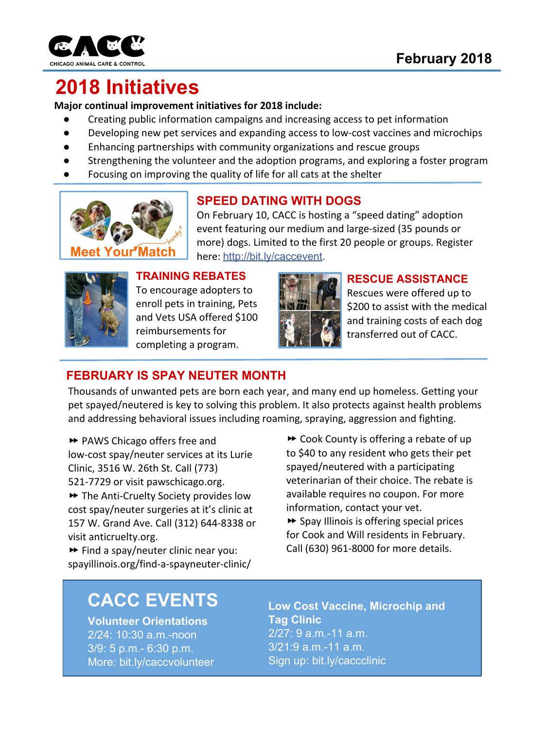CACC
CHICAGO ANIMAL CARE & CONTROL

February 2018

# 2018 Initiatives

**Major continual improvement initiatives for 2018 include:**

- Creating public information campaigns and increasing access to pet information
- Developing new pet services and expanding access to low-cost vaccines and microchips
- Enhancing partnerships with community organizations and rescue groups
- Strengthening the volunteer and the adoption programs, and exploring a foster program
- Focusing on improving the quality of life for all cats at the shelter

## SPEED DATING WITH DOGS

On February 10, CACC is hosting a "speed dating" adoption event featuring our medium and large-sized (35 pounds or more) dogs. Limited to the first 20 people or groups. Register here: http://bit.ly/caccevent.

## TRAINING REBATES

To encourage adopters to enroll pets in training, Pets and Vets USA offered $100 reimbursements for completing a program.

## RESCUE ASSISTANCE

Rescues were offered up to $200 to assist with the medical and training costs of each dog transferred out of CACC.

## FEBRUARY IS SPAY NEUTER MONTH

Thousands of unwanted pets are born each year, and many end up homeless. Getting your pet spayed/neutered is key to solving this problem. It also protects against health problems and addressing behavioral issues including roaming, spraying, aggression and fighting.

⏩ PAWS Chicago offers free and low-cost spay/neuter services at its Lurie Clinic, 3516 W. 26th St. Call (773) 521-7729 or visit pawschicago.org.

⏩ The Anti-Cruelty Society provides low cost spay/neuter surgeries at it's clinic at 157 W. Grand Ave. Call (312) 644-8338 or visit anticruelty.org.

⏩ Find a spay/neuter clinic near you: spayillinois.org/find-a-spayneuter-clinic/

⏩ Cook County is offering a rebate of up to $40 to any resident who gets their pet spayed/neutered with a participating veterinarian of their choice. The rebate is available requires no coupon. For more information, contact your vet.

⏩ Spay Illinois is offering special prices for Cook and Will residents in February. Call (630) 961-8000 for more details.

## CACC EVENTS

**Volunteer Orientations**
2/24: 10:30 a.m.-noon
3/9: 5 p.m.- 6:30 p.m.
More: bit.ly/caccvolunteer

**Low Cost Vaccine, Microchip and Tag Clinic**
2/27: 9 a.m.-11 a.m.
3/21:9 a.m.-11 a.m.
Sign up: bit.ly/caccclinic